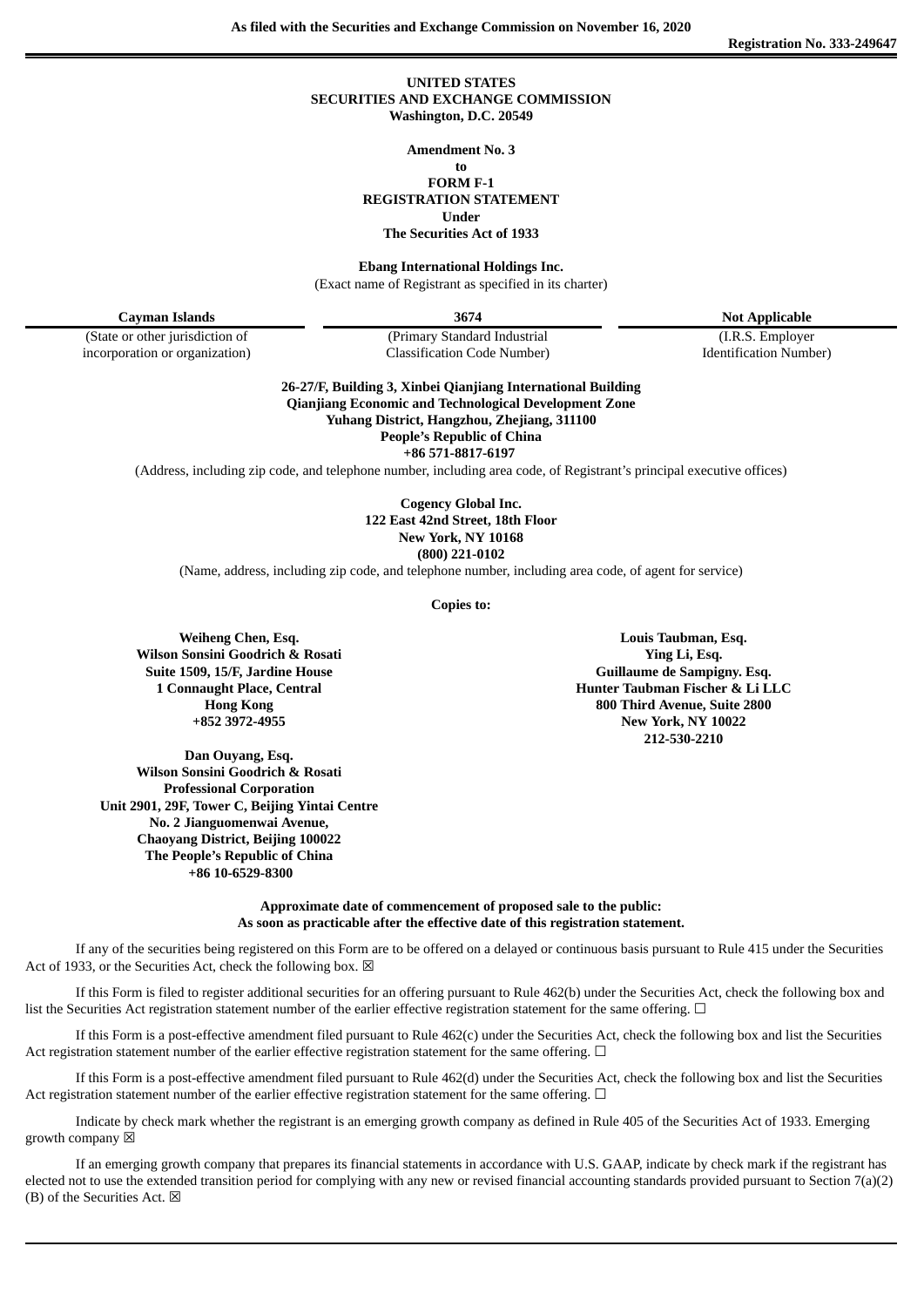**As filed with the Securities and Exchange Commission on November 16, 2020**

**Registration No. 333-249647**

**UNITED STATES**
**SECURITIES AND EXCHANGE COMMISSION**
**Washington, D.C. 20549**

**Amendment No. 3**
**to**
**FORM F-1**
**REGISTRATION STATEMENT**
**Under**
**The Securities Act of 1933**

**Ebang International Holdings Inc.**
(Exact name of Registrant as specified in its charter)

| **Cayman Islands** | **3674** | **Not Applicable** |
|---|---|---|
| (State or other jurisdiction of incorporation or organization) | (Primary Standard Industrial Classification Code Number) | (I.R.S. Employer Identification Number) |

**26-27/F, Building 3, Xinbei Qianjiang International Building**
**Qianjiang Economic and Technological Development Zone**
**Yuhang District, Hangzhou, Zhejiang, 311100**
**People's Republic of China**
**+86 571-8817-6197**
(Address, including zip code, and telephone number, including area code, of Registrant's principal executive offices)

**Cogency Global Inc.**
**122 East 42nd Street, 18th Floor**
**New York, NY 10168**
**(800) 221-0102**
(Name, address, including zip code, and telephone number, including area code, of agent for service)

**Copies to:**

**Weiheng Chen, Esq.**
**Wilson Sonsini Goodrich & Rosati**
**Suite 1509, 15/F, Jardine House**
**1 Connaught Place, Central**
**Hong Kong**
**+852 3972-4955**

**Dan Ouyang, Esq.**
**Wilson Sonsini Goodrich & Rosati**
**Professional Corporation**
**Unit 2901, 29F, Tower C, Beijing Yintai Centre**
**No. 2 Jianguomenwai Avenue,**
**Chaoyang District, Beijing 100022**
**The People's Republic of China**
**+86 10-6529-8300**

**Louis Taubman, Esq.**
**Ying Li, Esq.**
**Guillaume de Sampigny. Esq.**
**Hunter Taubman Fischer & Li LLC**
**800 Third Avenue, Suite 2800**
**New York, NY 10022**
**212-530-2210**

**Approximate date of commencement of proposed sale to the public:**
**As soon as practicable after the effective date of this registration statement.**

If any of the securities being registered on this Form are to be offered on a delayed or continuous basis pursuant to Rule 415 under the Securities Act of 1933, or the Securities Act, check the following box. ☒

If this Form is filed to register additional securities for an offering pursuant to Rule 462(b) under the Securities Act, check the following box and list the Securities Act registration statement number of the earlier effective registration statement for the same offering. ☐

If this Form is a post-effective amendment filed pursuant to Rule 462(c) under the Securities Act, check the following box and list the Securities Act registration statement number of the earlier effective registration statement for the same offering. ☐

If this Form is a post-effective amendment filed pursuant to Rule 462(d) under the Securities Act, check the following box and list the Securities Act registration statement number of the earlier effective registration statement for the same offering. ☐

Indicate by check mark whether the registrant is an emerging growth company as defined in Rule 405 of the Securities Act of 1933. Emerging growth company ☒

If an emerging growth company that prepares its financial statements in accordance with U.S. GAAP, indicate by check mark if the registrant has elected not to use the extended transition period for complying with any new or revised financial accounting standards provided pursuant to Section 7(a)(2)(B) of the Securities Act. ☒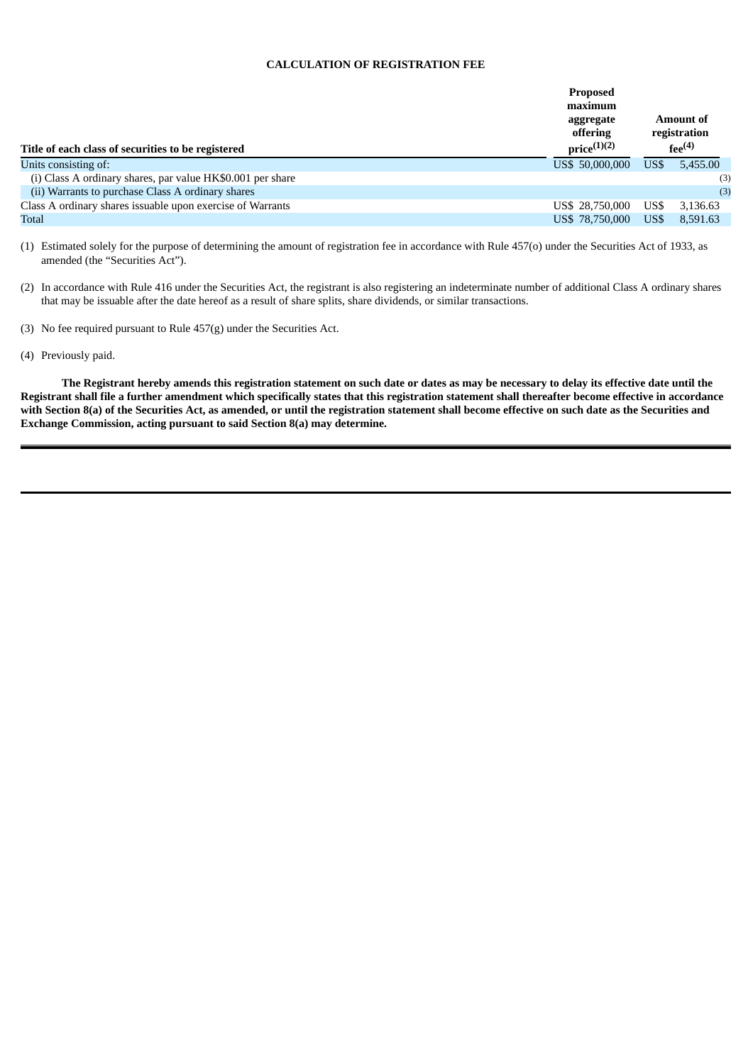**CALCULATION OF REGISTRATION FEE**

| Title of each class of securities to be registered | Proposed maximum aggregate offering price(1)(2) | Amount of registration fee(4) |
|---|---|---|
| Units consisting of: | US$ 50,000,000 | US$ 5,455.00 |
| (i) Class A ordinary shares, par value HK$0.001 per share | | (3) |
| (ii) Warrants to purchase Class A ordinary shares | | (3) |
| Class A ordinary shares issuable upon exercise of Warrants | US$ 28,750,000 | US$ 3,136.63 |
| Total | US$ 78,750,000 | US$ 8,591.63 |

(1) Estimated solely for the purpose of determining the amount of registration fee in accordance with Rule 457(o) under the Securities Act of 1933, as amended (the "Securities Act").

(2) In accordance with Rule 416 under the Securities Act, the registrant is also registering an indeterminate number of additional Class A ordinary shares that may be issuable after the date hereof as a result of share splits, share dividends, or similar transactions.

(3) No fee required pursuant to Rule 457(g) under the Securities Act.

(4) Previously paid.

**The Registrant hereby amends this registration statement on such date or dates as may be necessary to delay its effective date until the Registrant shall file a further amendment which specifically states that this registration statement shall thereafter become effective in accordance with Section 8(a) of the Securities Act, as amended, or until the registration statement shall become effective on such date as the Securities and Exchange Commission, acting pursuant to said Section 8(a) may determine.**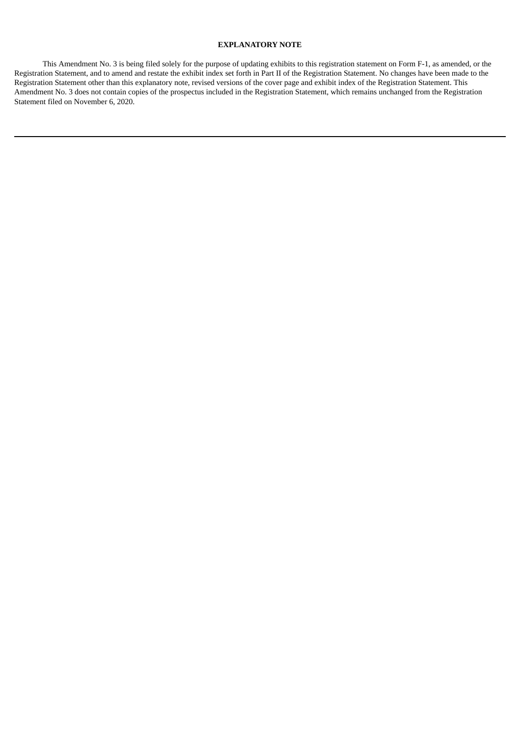## EXPLANATORY NOTE

This Amendment No. 3 is being filed solely for the purpose of updating exhibits to this registration statement on Form F-1, as amended, or the Registration Statement, and to amend and restate the exhibit index set forth in Part II of the Registration Statement. No changes have been made to the Registration Statement other than this explanatory note, revised versions of the cover page and exhibit index of the Registration Statement. This Amendment No. 3 does not contain copies of the prospectus included in the Registration Statement, which remains unchanged from the Registration Statement filed on November 6, 2020.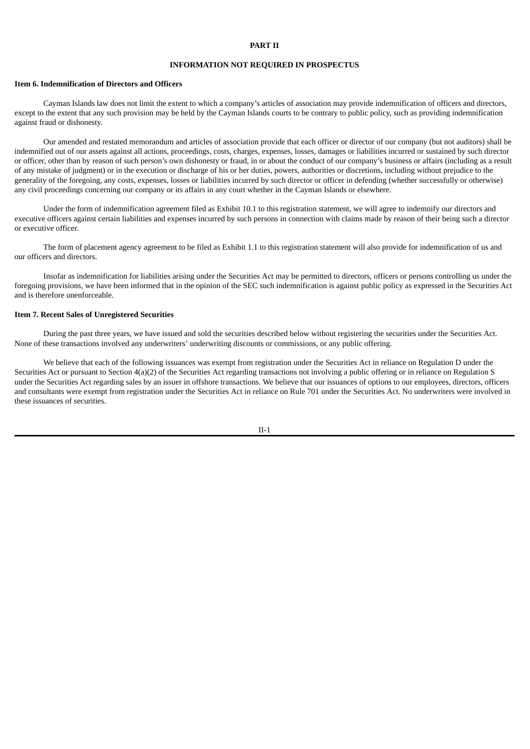**PART II**

**INFORMATION NOT REQUIRED IN PROSPECTUS**

**Item 6. Indemnification of Directors and Officers**

Cayman Islands law does not limit the extent to which a company's articles of association may provide indemnification of officers and directors, except to the extent that any such provision may be held by the Cayman Islands courts to be contrary to public policy, such as providing indemnification against fraud or dishonesty.

Our amended and restated memorandum and articles of association provide that each officer or director of our company (but not auditors) shall be indemnified out of our assets against all actions, proceedings, costs, charges, expenses, losses, damages or liabilities incurred or sustained by such director or officer, other than by reason of such person's own dishonesty or fraud, in or about the conduct of our company's business or affairs (including as a result of any mistake of judgment) or in the execution or discharge of his or her duties, powers, authorities or discretions, including without prejudice to the generality of the foregoing, any costs, expenses, losses or liabilities incurred by such director or officer in defending (whether successfully or otherwise) any civil proceedings concerning our company or its affairs in any court whether in the Cayman Islands or elsewhere.

Under the form of indemnification agreement filed as Exhibit 10.1 to this registration statement, we will agree to indemnify our directors and executive officers against certain liabilities and expenses incurred by such persons in connection with claims made by reason of their being such a director or executive officer.

The form of placement agency agreement to be filed as Exhibit 1.1 to this registration statement will also provide for indemnification of us and our officers and directors.

Insofar as indemnification for liabilities arising under the Securities Act may be permitted to directors, officers or persons controlling us under the foregoing provisions, we have been informed that in the opinion of the SEC such indemnification is against public policy as expressed in the Securities Act and is therefore unenforceable.

**Item 7. Recent Sales of Unregistered Securities**

During the past three years, we have issued and sold the securities described below without registering the securities under the Securities Act. None of these transactions involved any underwriters' underwriting discounts or commissions, or any public offering.

We believe that each of the following issuances was exempt from registration under the Securities Act in reliance on Regulation D under the Securities Act or pursuant to Section 4(a)(2) of the Securities Act regarding transactions not involving a public offering or in reliance on Regulation S under the Securities Act regarding sales by an issuer in offshore transactions. We believe that our issuances of options to our employees, directors, officers and consultants were exempt from registration under the Securities Act in reliance on Rule 701 under the Securities Act. No underwriters were involved in these issuances of securities.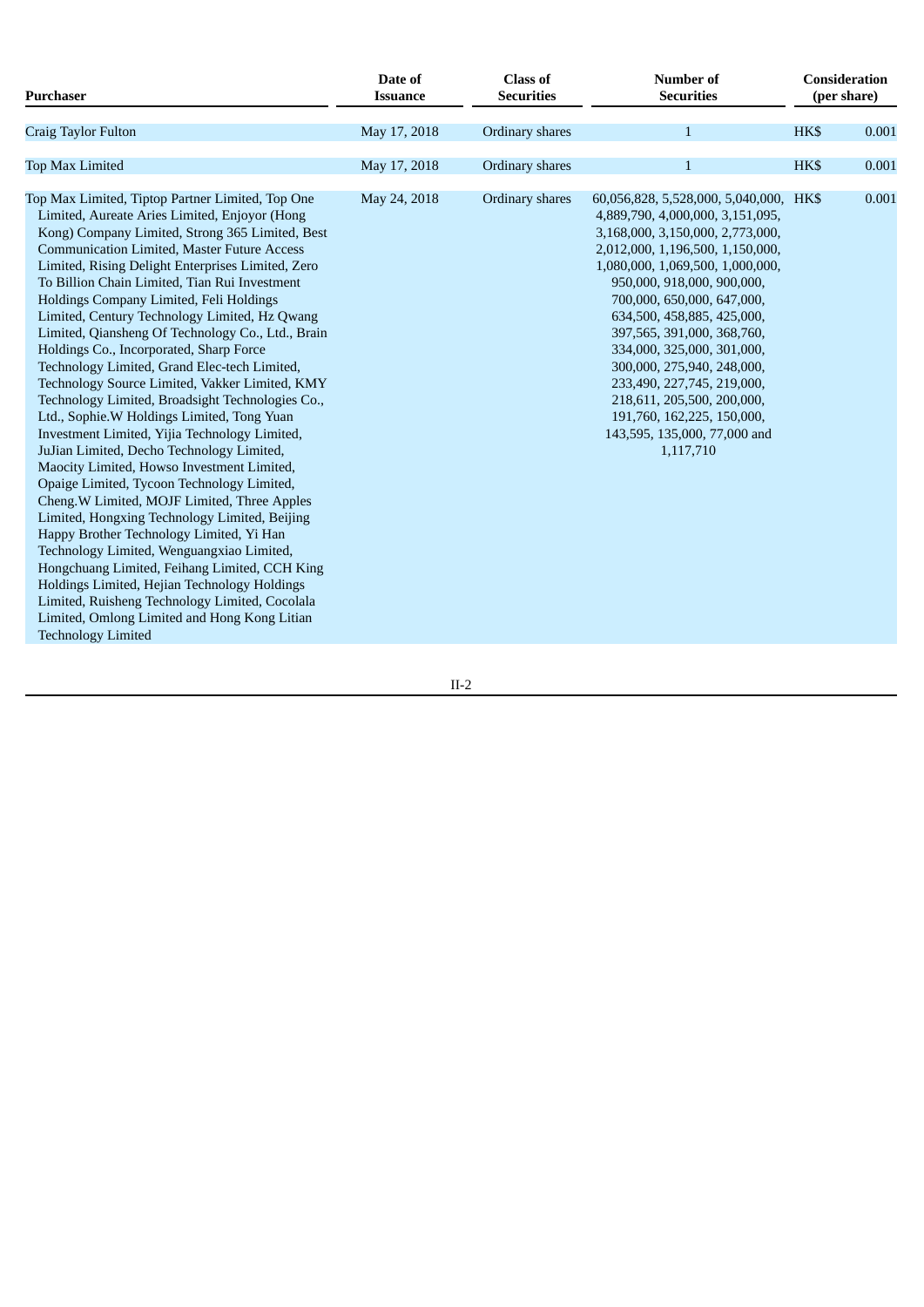| Purchaser | Date of Issuance | Class of Securities | Number of Securities | Consideration (per share) | |
|---|---|---|---|---|---|
| Craig Taylor Fulton | May 17, 2018 | Ordinary shares | 1 | HK$ | 0.001 |
| Top Max Limited | May 17, 2018 | Ordinary shares | 1 | HK$ | 0.001 |
| Top Max Limited, Tiptop Partner Limited, Top One Limited, Aureate Aries Limited, Enjoyor (Hong Kong) Company Limited, Strong 365 Limited, Best Communication Limited, Master Future Access Limited, Rising Delight Enterprises Limited, Zero To Billion Chain Limited, Tian Rui Investment Holdings Company Limited, Feli Holdings Limited, Century Technology Limited, Hz Qwang Limited, Qiansheng Of Technology Co., Ltd., Brain Holdings Co., Incorporated, Sharp Force Technology Limited, Grand Elec-tech Limited, Technology Source Limited, Vakker Limited, KMY Technology Limited, Broadsight Technologies Co., Ltd., Sophie.W Holdings Limited, Tong Yuan Investment Limited, Yijia Technology Limited, JuJian Limited, Decho Technology Limited, Maocity Limited, Howso Investment Limited, Opaige Limited, Tycoon Technology Limited, Cheng.W Limited, MOJF Limited, Three Apples Limited, Hongxing Technology Limited, Beijing Happy Brother Technology Limited, Yi Han Technology Limited, Wenguangxiao Limited, Hongchuang Limited, Feihang Limited, CCH King Holdings Limited, Hejian Technology Holdings Limited, Ruisheng Technology Limited, Cocolala Limited, Omlong Limited and Hong Kong Litian Technology Limited | May 24, 2018 | Ordinary shares | 60,056,828, 5,528,000, 5,040,000, 4,889,790, 4,000,000, 3,151,095, 3,168,000, 3,150,000, 2,773,000, 2,012,000, 1,196,500, 1,150,000, 1,080,000, 1,069,500, 1,000,000, 950,000, 918,000, 900,000, 700,000, 650,000, 647,000, 634,500, 458,885, 425,000, 397,565, 391,000, 368,760, 334,000, 325,000, 301,000, 300,000, 275,940, 248,000, 233,490, 227,745, 219,000, 218,611, 205,500, 200,000, 191,760, 162,225, 150,000, 143,595, 135,000, 77,000 and 1,117,710 | HK$ | 0.001 |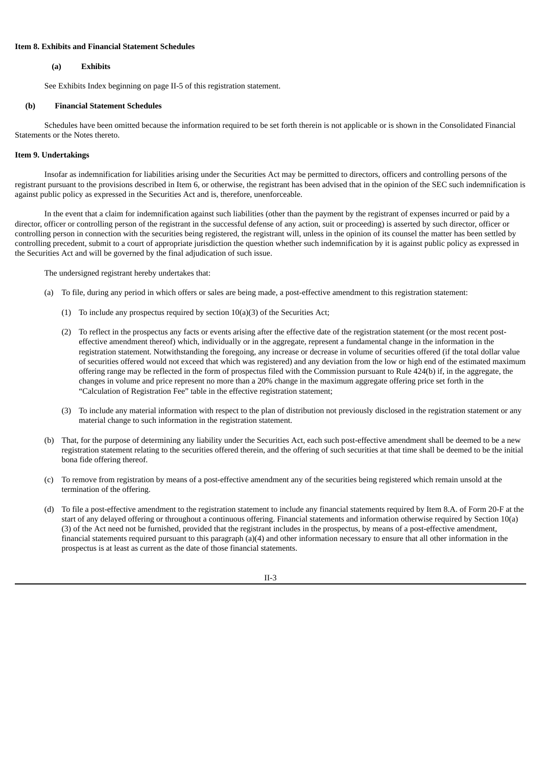**Item 8. Exhibits and Financial Statement Schedules**

**(a) Exhibits**

See Exhibits Index beginning on page II-5 of this registration statement.

**(b) Financial Statement Schedules**

Schedules have been omitted because the information required to be set forth therein is not applicable or is shown in the Consolidated Financial Statements or the Notes thereto.

**Item 9. Undertakings**

Insofar as indemnification for liabilities arising under the Securities Act may be permitted to directors, officers and controlling persons of the registrant pursuant to the provisions described in Item 6, or otherwise, the registrant has been advised that in the opinion of the SEC such indemnification is against public policy as expressed in the Securities Act and is, therefore, unenforceable.

In the event that a claim for indemnification against such liabilities (other than the payment by the registrant of expenses incurred or paid by a director, officer or controlling person of the registrant in the successful defense of any action, suit or proceeding) is asserted by such director, officer or controlling person in connection with the securities being registered, the registrant will, unless in the opinion of its counsel the matter has been settled by controlling precedent, submit to a court of appropriate jurisdiction the question whether such indemnification by it is against public policy as expressed in the Securities Act and will be governed by the final adjudication of such issue.

The undersigned registrant hereby undertakes that:

(a) To file, during any period in which offers or sales are being made, a post-effective amendment to this registration statement:

(1) To include any prospectus required by section 10(a)(3) of the Securities Act;

(2) To reflect in the prospectus any facts or events arising after the effective date of the registration statement (or the most recent post-effective amendment thereof) which, individually or in the aggregate, represent a fundamental change in the information in the registration statement. Notwithstanding the foregoing, any increase or decrease in volume of securities offered (if the total dollar value of securities offered would not exceed that which was registered) and any deviation from the low or high end of the estimated maximum offering range may be reflected in the form of prospectus filed with the Commission pursuant to Rule 424(b) if, in the aggregate, the changes in volume and price represent no more than a 20% change in the maximum aggregate offering price set forth in the "Calculation of Registration Fee" table in the effective registration statement;

(3) To include any material information with respect to the plan of distribution not previously disclosed in the registration statement or any material change to such information in the registration statement.

(b) That, for the purpose of determining any liability under the Securities Act, each such post-effective amendment shall be deemed to be a new registration statement relating to the securities offered therein, and the offering of such securities at that time shall be deemed to be the initial bona fide offering thereof.

(c) To remove from registration by means of a post-effective amendment any of the securities being registered which remain unsold at the termination of the offering.

(d) To file a post-effective amendment to the registration statement to include any financial statements required by Item 8.A. of Form 20-F at the start of any delayed offering or throughout a continuous offering. Financial statements and information otherwise required by Section 10(a)(3) of the Act need not be furnished, provided that the registrant includes in the prospectus, by means of a post-effective amendment, financial statements required pursuant to this paragraph (a)(4) and other information necessary to ensure that all other information in the prospectus is at least as current as the date of those financial statements.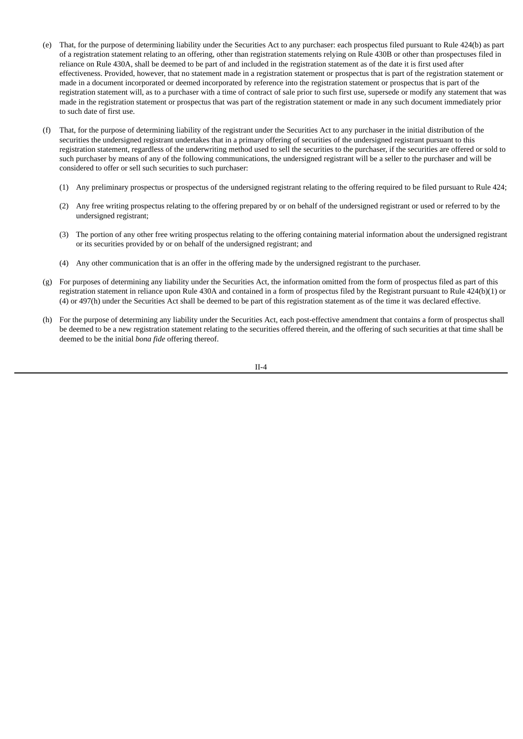(e) That, for the purpose of determining liability under the Securities Act to any purchaser: each prospectus filed pursuant to Rule 424(b) as part of a registration statement relating to an offering, other than registration statements relying on Rule 430B or other than prospectuses filed in reliance on Rule 430A, shall be deemed to be part of and included in the registration statement as of the date it is first used after effectiveness. Provided, however, that no statement made in a registration statement or prospectus that is part of the registration statement or made in a document incorporated or deemed incorporated by reference into the registration statement or prospectus that is part of the registration statement will, as to a purchaser with a time of contract of sale prior to such first use, supersede or modify any statement that was made in the registration statement or prospectus that was part of the registration statement or made in any such document immediately prior to such date of first use.

(f) That, for the purpose of determining liability of the registrant under the Securities Act to any purchaser in the initial distribution of the securities the undersigned registrant undertakes that in a primary offering of securities of the undersigned registrant pursuant to this registration statement, regardless of the underwriting method used to sell the securities to the purchaser, if the securities are offered or sold to such purchaser by means of any of the following communications, the undersigned registrant will be a seller to the purchaser and will be considered to offer or sell such securities to such purchaser:

   (1) Any preliminary prospectus or prospectus of the undersigned registrant relating to the offering required to be filed pursuant to Rule 424;

   (2) Any free writing prospectus relating to the offering prepared by or on behalf of the undersigned registrant or used or referred to by the undersigned registrant;

   (3) The portion of any other free writing prospectus relating to the offering containing material information about the undersigned registrant or its securities provided by or on behalf of the undersigned registrant; and

   (4) Any other communication that is an offer in the offering made by the undersigned registrant to the purchaser.

(g) For purposes of determining any liability under the Securities Act, the information omitted from the form of prospectus filed as part of this registration statement in reliance upon Rule 430A and contained in a form of prospectus filed by the Registrant pursuant to Rule 424(b)(1) or (4) or 497(h) under the Securities Act shall be deemed to be part of this registration statement as of the time it was declared effective.

(h) For the purpose of determining any liability under the Securities Act, each post-effective amendment that contains a form of prospectus shall be deemed to be a new registration statement relating to the securities offered therein, and the offering of such securities at that time shall be deemed to be the initial *bona fide* offering thereof.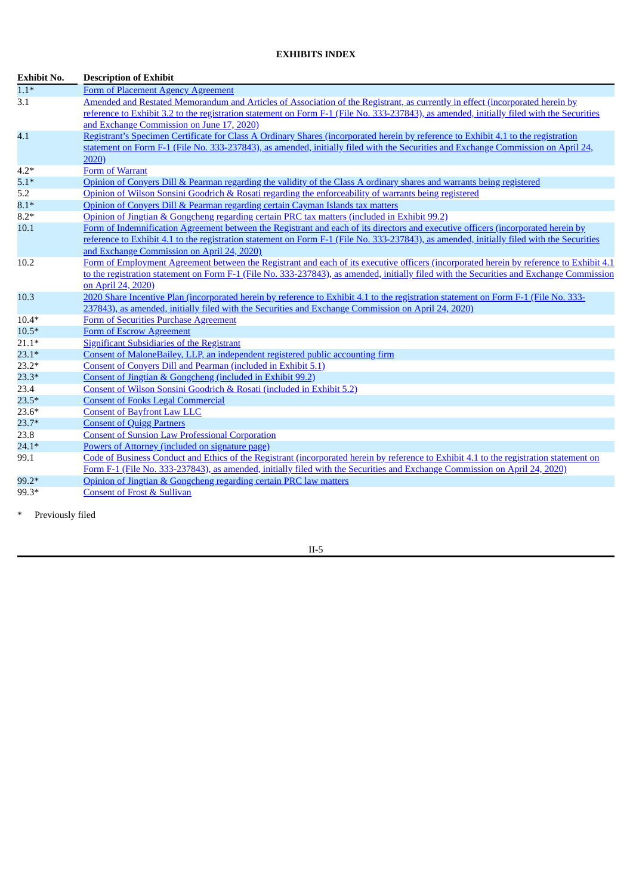**EXHIBITS INDEX**

| Exhibit No. | Description of Exhibit |
| --- | --- |
| 1.1* | Form of Placement Agency Agreement |
| 3.1 | Amended and Restated Memorandum and Articles of Association of the Registrant, as currently in effect (incorporated herein by reference to Exhibit 3.2 to the registration statement on Form F-1 (File No. 333-237843), as amended, initially filed with the Securities and Exchange Commission on June 17, 2020) |
| 4.1 | Registrant's Specimen Certificate for Class A Ordinary Shares (incorporated herein by reference to Exhibit 4.1 to the registration statement on Form F-1 (File No. 333-237843), as amended, initially filed with the Securities and Exchange Commission on April 24, 2020) |
| 4.2* | Form of Warrant |
| 5.1* | Opinion of Conyers Dill & Pearman regarding the validity of the Class A ordinary shares and warrants being registered |
| 5.2 | Opinion of Wilson Sonsini Goodrich & Rosati regarding the enforceability of warrants being registered |
| 8.1* | Opinion of Conyers Dill & Pearman regarding certain Cayman Islands tax matters |
| 8.2* | Opinion of Jingtian & Gongcheng regarding certain PRC tax matters (included in Exhibit 99.2) |
| 10.1 | Form of Indemnification Agreement between the Registrant and each of its directors and executive officers (incorporated herein by reference to Exhibit 4.1 to the registration statement on Form F-1 (File No. 333-237843), as amended, initially filed with the Securities and Exchange Commission on April 24, 2020) |
| 10.2 | Form of Employment Agreement between the Registrant and each of its executive officers (incorporated herein by reference to Exhibit 4.1 to the registration statement on Form F-1 (File No. 333-237843), as amended, initially filed with the Securities and Exchange Commission on April 24, 2020) |
| 10.3 | 2020 Share Incentive Plan (incorporated herein by reference to Exhibit 4.1 to the registration statement on Form F-1 (File No. 333-237843), as amended, initially filed with the Securities and Exchange Commission on April 24, 2020) |
| 10.4* | Form of Securities Purchase Agreement |
| 10.5* | Form of Escrow Agreement |
| 21.1* | Significant Subsidiaries of the Registrant |
| 23.1* | Consent of MaloneBailey, LLP, an independent registered public accounting firm |
| 23.2* | Consent of Conyers Dill and Pearman (included in Exhibit 5.1) |
| 23.3* | Consent of Jingtian & Gongcheng (included in Exhibit 99.2) |
| 23.4 | Consent of Wilson Sonsini Goodrich & Rosati (included in Exhibit 5.2) |
| 23.5* | Consent of Fooks Legal Commercial |
| 23.6* | Consent of Bayfront Law LLC |
| 23.7* | Consent of Quigg Partners |
| 23.8 | Consent of Sunsion Law Professional Corporation |
| 24.1* | Powers of Attorney (included on signature page) |
| 99.1 | Code of Business Conduct and Ethics of the Registrant (incorporated herein by reference to Exhibit 4.1 to the registration statement on Form F-1 (File No. 333-237843), as amended, initially filed with the Securities and Exchange Commission on April 24, 2020) |
| 99.2* | Opinion of Jingtian & Gongcheng regarding certain PRC law matters |
| 99.3* | Consent of Frost & Sullivan |

\* Previously filed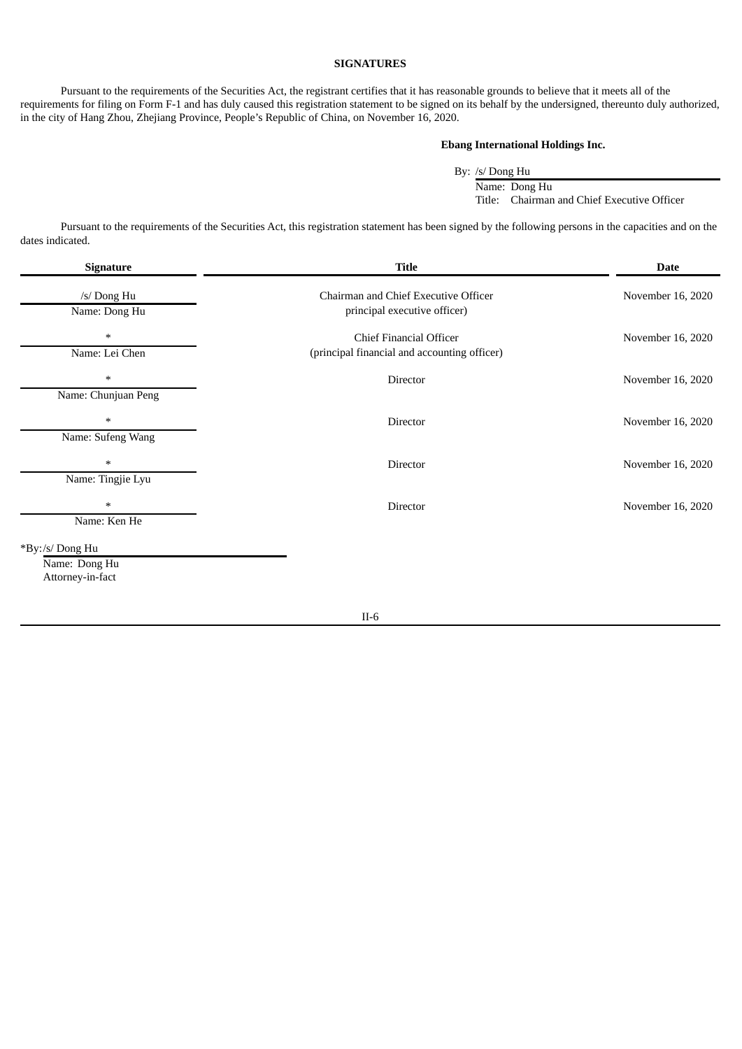## SIGNATURES

Pursuant to the requirements of the Securities Act, the registrant certifies that it has reasonable grounds to believe that it meets all of the requirements for filing on Form F-1 and has duly caused this registration statement to be signed on its behalf by the undersigned, thereunto duly authorized, in the city of Hang Zhou, Zhejiang Province, People's Republic of China, on November 16, 2020.

**Ebang International Holdings Inc.**

By: /s/ Dong Hu
Name: Dong Hu
Title: Chairman and Chief Executive Officer

Pursuant to the requirements of the Securities Act, this registration statement has been signed by the following persons in the capacities and on the dates indicated.

| Signature | Title | Date |
|---|---|---|
| /s/ Dong Hu<br>Name: Dong Hu | Chairman and Chief Executive Officer<br>principal executive officer) | November 16, 2020 |
| *<br>Name: Lei Chen | Chief Financial Officer<br>(principal financial and accounting officer) | November 16, 2020 |
| *<br>Name: Chunjuan Peng | Director | November 16, 2020 |
| *<br>Name: Sufeng Wang | Director | November 16, 2020 |
| *<br>Name: Tingjie Lyu | Director | November 16, 2020 |
| *<br>Name: Ken He | Director | November 16, 2020 |

*By:/s/ Dong Hu
Name: Dong Hu
Attorney-in-fact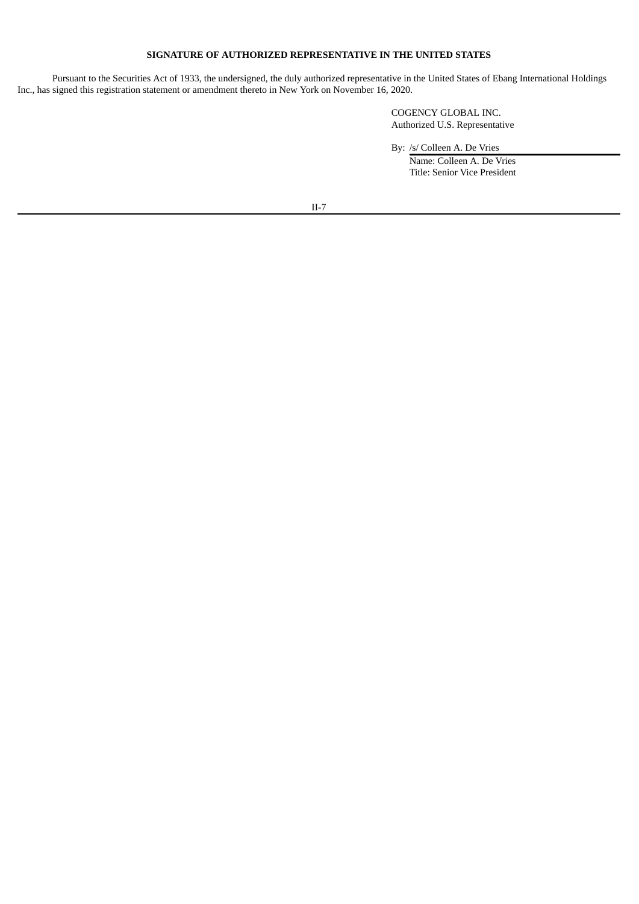**SIGNATURE OF AUTHORIZED REPRESENTATIVE IN THE UNITED STATES**

Pursuant to the Securities Act of 1933, the undersigned, the duly authorized representative in the United States of Ebang International Holdings Inc., has signed this registration statement or amendment thereto in New York on November 16, 2020.

COGENCY GLOBAL INC.
Authorized U.S. Representative

By: /s/ Colleen A. De Vries
Name: Colleen A. De Vries
Title: Senior Vice President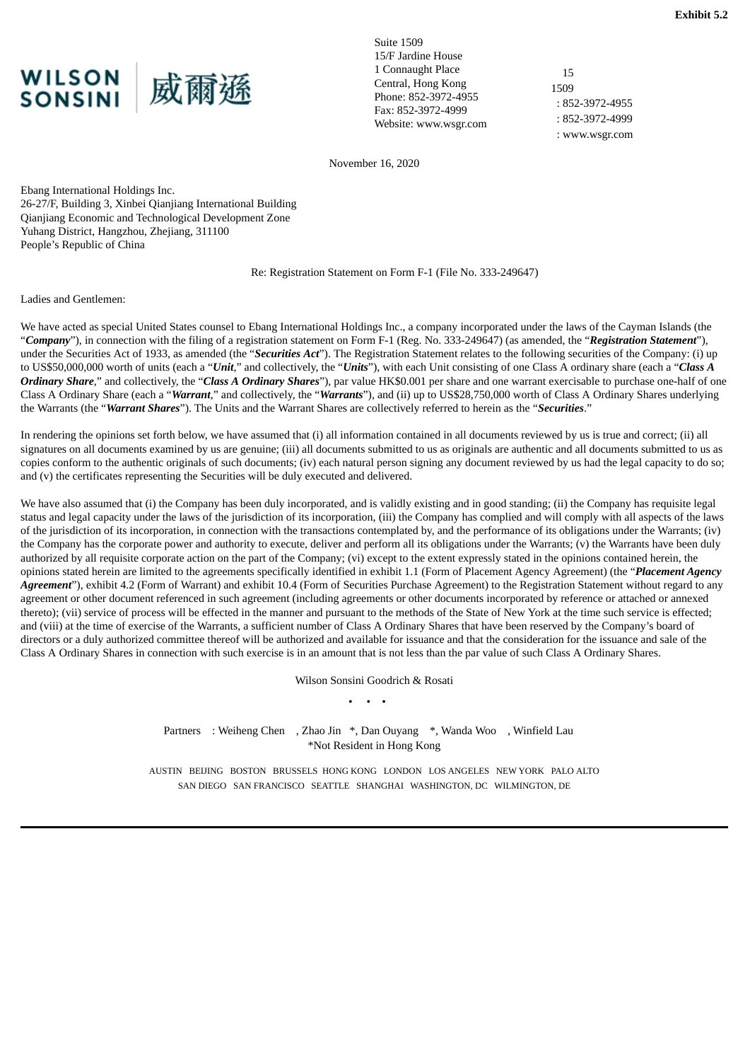**Exhibit 5.2**

WILSON SONSINI 威爾遜

Suite 1509
15/F Jardine House
1 Connaught Place
Central, Hong Kong
Phone: 852-3972-4955
Fax: 852-3972-4999
Website: www.wsgr.com

15
1509
: 852-3972-4955
: 852-3972-4999
: www.wsgr.com

November 16, 2020

Ebang International Holdings Inc.
26-27/F, Building 3, Xinbei Qianjiang International Building
Qianjiang Economic and Technological Development Zone
Yuhang District, Hangzhou, Zhejiang, 311100
People's Republic of China

Re: Registration Statement on Form F-1 (File No. 333-249647)

Ladies and Gentlemen:

We have acted as special United States counsel to Ebang International Holdings Inc., a company incorporated under the laws of the Cayman Islands (the "***Company***"), in connection with the filing of a registration statement on Form F-1 (Reg. No. 333-249647) (as amended, the "***Registration Statement***"), under the Securities Act of 1933, as amended (the "***Securities Act***"). The Registration Statement relates to the following securities of the Company: (i) up to US$50,000,000 worth of units (each a "***Unit***," and collectively, the "***Units***"), with each Unit consisting of one Class A ordinary share (each a "***Class A Ordinary Share***," and collectively, the "***Class A Ordinary Shares***"), par value HK$0.001 per share and one warrant exercisable to purchase one-half of one Class A Ordinary Share (each a "***Warrant***," and collectively, the "***Warrants***"), and (ii) up to US$28,750,000 worth of Class A Ordinary Shares underlying the Warrants (the "***Warrant Shares***"). The Units and the Warrant Shares are collectively referred to herein as the "***Securities***."

In rendering the opinions set forth below, we have assumed that (i) all information contained in all documents reviewed by us is true and correct; (ii) all signatures on all documents examined by us are genuine; (iii) all documents submitted to us as originals are authentic and all documents submitted to us as copies conform to the authentic originals of such documents; (iv) each natural person signing any document reviewed by us had the legal capacity to do so; and (v) the certificates representing the Securities will be duly executed and delivered.

We have also assumed that (i) the Company has been duly incorporated, and is validly existing and in good standing; (ii) the Company has requisite legal status and legal capacity under the laws of the jurisdiction of its incorporation, (iii) the Company has complied and will comply with all aspects of the laws of the jurisdiction of its incorporation, in connection with the transactions contemplated by, and the performance of its obligations under the Warrants; (iv) the Company has the corporate power and authority to execute, deliver and perform all its obligations under the Warrants; (v) the Warrants have been duly authorized by all requisite corporate action on the part of the Company; (vi) except to the extent expressly stated in the opinions contained herein, the opinions stated herein are limited to the agreements specifically identified in exhibit 1.1 (Form of Placement Agency Agreement) (the "***Placement Agency Agreement***"), exhibit 4.2 (Form of Warrant) and exhibit 10.4 (Form of Securities Purchase Agreement) to the Registration Statement without regard to any agreement or other document referenced in such agreement (including agreements or other documents incorporated by reference or attached or annexed thereto); (vii) service of process will be effected in the manner and pursuant to the methods of the State of New York at the time such service is effected; and (viii) at the time of exercise of the Warrants, a sufficient number of Class A Ordinary Shares that have been reserved by the Company's board of directors or a duly authorized committee thereof will be authorized and available for issuance and that the consideration for the issuance and sale of the Class A Ordinary Shares in connection with such exercise is in an amount that is not less than the par value of such Class A Ordinary Shares.

Wilson Sonsini Goodrich & Rosati

• • •

Partners : Weiheng Chen , Zhao Jin *, Dan Ouyang *, Wanda Woo , Winfield Lau
*Not Resident in Hong Kong

AUSTIN BEIJING BOSTON BRUSSELS HONG KONG LONDON LOS ANGELES NEW YORK PALO ALTO SAN DIEGO SAN FRANCISCO SEATTLE SHANGHAI WASHINGTON, DC WILMINGTON, DE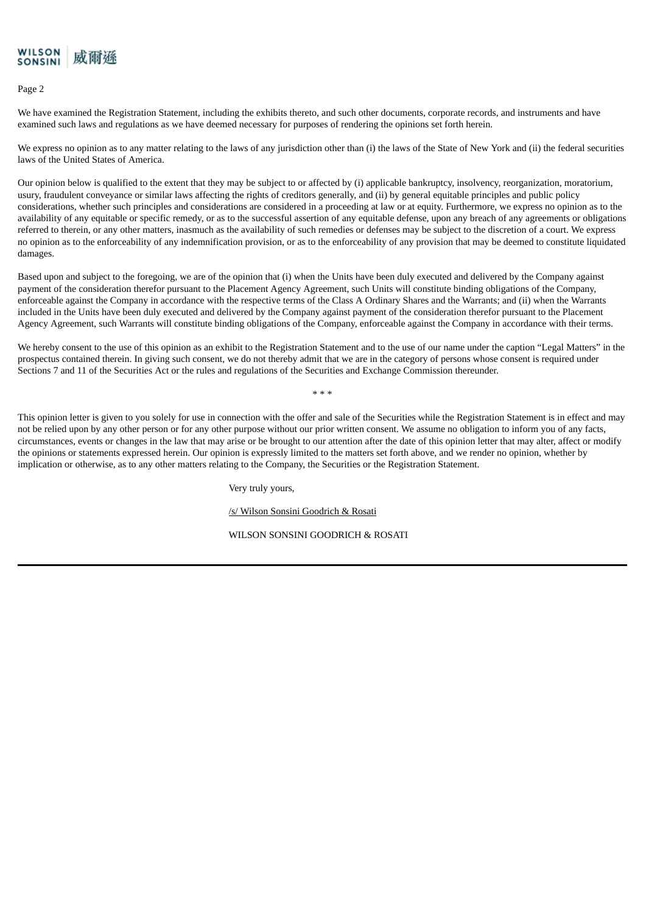We have examined the Registration Statement, including the exhibits thereto, and such other documents, corporate records, and instruments and have examined such laws and regulations as we have deemed necessary for purposes of rendering the opinions set forth herein.

We express no opinion as to any matter relating to the laws of any jurisdiction other than (i) the laws of the State of New York and (ii) the federal securities laws of the United States of America.

Our opinion below is qualified to the extent that they may be subject to or affected by (i) applicable bankruptcy, insolvency, reorganization, moratorium, usury, fraudulent conveyance or similar laws affecting the rights of creditors generally, and (ii) by general equitable principles and public policy considerations, whether such principles and considerations are considered in a proceeding at law or at equity. Furthermore, we express no opinion as to the availability of any equitable or specific remedy, or as to the successful assertion of any equitable defense, upon any breach of any agreements or obligations referred to therein, or any other matters, inasmuch as the availability of such remedies or defenses may be subject to the discretion of a court. We express no opinion as to the enforceability of any indemnification provision, or as to the enforceability of any provision that may be deemed to constitute liquidated damages.

Based upon and subject to the foregoing, we are of the opinion that (i) when the Units have been duly executed and delivered by the Company against payment of the consideration therefor pursuant to the Placement Agency Agreement, such Units will constitute binding obligations of the Company, enforceable against the Company in accordance with the respective terms of the Class A Ordinary Shares and the Warrants; and (ii) when the Warrants included in the Units have been duly executed and delivered by the Company against payment of the consideration therefor pursuant to the Placement Agency Agreement, such Warrants will constitute binding obligations of the Company, enforceable against the Company in accordance with their terms.

We hereby consent to the use of this opinion as an exhibit to the Registration Statement and to the use of our name under the caption "Legal Matters" in the prospectus contained therein. In giving such consent, we do not thereby admit that we are in the category of persons whose consent is required under Sections 7 and 11 of the Securities Act or the rules and regulations of the Securities and Exchange Commission thereunder.

* * *

This opinion letter is given to you solely for use in connection with the offer and sale of the Securities while the Registration Statement is in effect and may not be relied upon by any other person or for any other purpose without our prior written consent. We assume no obligation to inform you of any facts, circumstances, events or changes in the law that may arise or be brought to our attention after the date of this opinion letter that may alter, affect or modify the opinions or statements expressed herein. Our opinion is expressly limited to the matters set forth above, and we render no opinion, whether by implication or otherwise, as to any other matters relating to the Company, the Securities or the Registration Statement.

Very truly yours,

/s/ Wilson Sonsini Goodrich & Rosati

WILSON SONSINI GOODRICH & ROSATI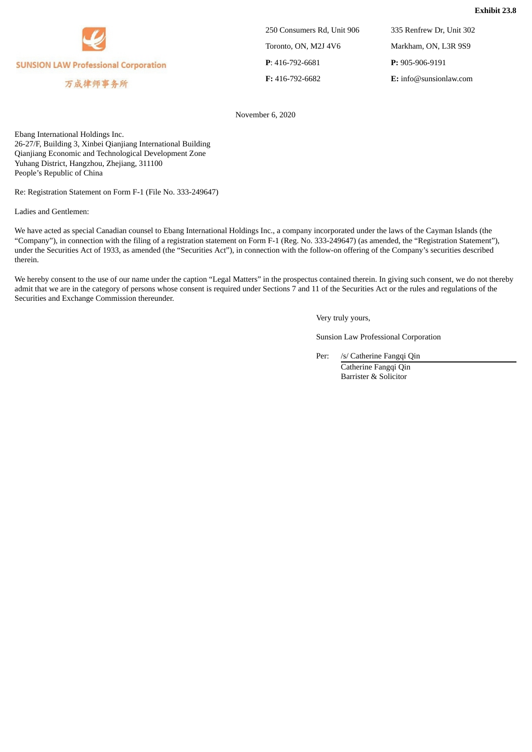**Exhibit 23.8**

SUNSION LAW Professional Corporation

万成律师事务所

250 Consumers Rd, Unit 906
Toronto, ON, M2J 4V6
**P**: 416-792-6681
**F:** 416-792-6682

335 Renfrew Dr, Unit 302
Markham, ON, L3R 9S9
**P:** 905-906-9191
**E:** info@sunsionlaw.com

November 6, 2020

Ebang International Holdings Inc.
26-27/F, Building 3, Xinbei Qianjiang International Building
Qianjiang Economic and Technological Development Zone
Yuhang District, Hangzhou, Zhejiang, 311100
People's Republic of China

Re: Registration Statement on Form F-1 (File No. 333-249647)

Ladies and Gentlemen:

We have acted as special Canadian counsel to Ebang International Holdings Inc., a company incorporated under the laws of the Cayman Islands (the "Company"), in connection with the filing of a registration statement on Form F-1 (Reg. No. 333-249647) (as amended, the "Registration Statement"), under the Securities Act of 1933, as amended (the "Securities Act"), in connection with the follow-on offering of the Company's securities described therein.

We hereby consent to the use of our name under the caption "Legal Matters" in the prospectus contained therein. In giving such consent, we do not thereby admit that we are in the category of persons whose consent is required under Sections 7 and 11 of the Securities Act or the rules and regulations of the Securities and Exchange Commission thereunder.

Very truly yours,

Sunsion Law Professional Corporation

Per: /s/ Catherine Fangqi Qin
Catherine Fangqi Qin
Barrister & Solicitor